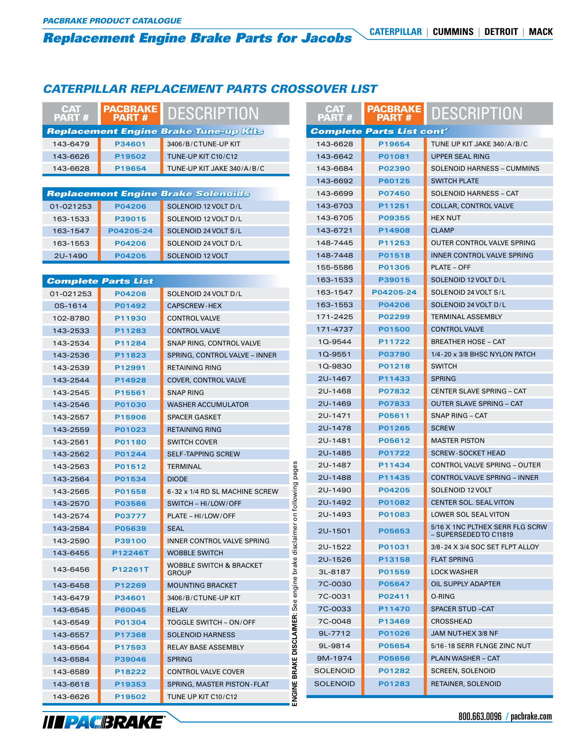**PACBRAKE PRODUCT CATALOGUE**

# Replacement Engine Brake Parts for Jacobs

CATERPILLAR | CUMMINS | DETROIT | MACK

## CATERPILLAR REPLACEMENT PARTS CROSSOVER LIST

| CAT PART # | PACBRAKE PART # | DESCRIPTION |
|---|---|---|
| **Replacement Engine Brake Tune-up Kits** | | |
| 143-6479 | P34601 | 3406/B/C TUNE-UP KIT |
| 143-6626 | P19502 | TUNE-UP KIT C10/C12 |
| 143-6628 | P19654 | TUNE-UP KIT JAKE 340/A/B/C |

| CAT PART # | PACBRAKE PART # | DESCRIPTION |
|---|---|---|
| **Replacement Engine Brake Solenoids** | | |
| 01-021253 | P04206 | SOLENOID 12 VOLT D/L |
| 163-1533 | P39015 | SOLENOID 12 VOLT D/L |
| 163-1547 | P04205-24 | SOLENOID 24 VOLT S/L |
| 163-1553 | P04206 | SOLENOID 24 VOLT D/L |
| 2U-1490 | P04205 | SOLENOID 12 VOLT |

| CAT PART # | PACBRAKE PART # | DESCRIPTION |
|---|---|---|
| **Complete Parts List** | | |
| 01-021253 | P04206 | SOLENOID 24 VOLT D/L |
| 0S-1614 | P01492 | CAPSCREW - HEX |
| 102-8780 | P11930 | CONTROL VALVE |
| 143-2533 | P11283 | CONTROL VALVE |
| 143-2534 | P11284 | SNAP RING, CONTROL VALVE |
| 143-2536 | P11823 | SPRING, CONTROL VALVE – INNER |
| 143-2539 | P12991 | RETAINING RING |
| 143-2544 | P14928 | COVER, CONTROL VALVE |
| 143-2545 | P15561 | SNAP RING |
| 143-2546 | P01030 | WASHER ACCUMULATOR |
| 143-2557 | P15906 | SPACER GASKET |
| 143-2559 | P01023 | RETAINING RING |
| 143-2561 | P01180 | SWITCH COVER |
| 143-2562 | P01244 | SELF-TAPPING SCREW |
| 143-2563 | P01512 | TERMINAL |
| 143-2564 | P01534 | DIODE |
| 143-2565 | P01558 | 6-32 x 1/4 RD SL MACHINE SCREW |
| 143-2570 | P03586 | SWITCH – HI/LOW/OFF |
| 143-2574 | P03777 | PLATE – HI/LOW/OFF |
| 143-2584 | P05639 | SEAL |
| 143-2590 | P39100 | INNER CONTROL VALVE SPRING |
| 143-6455 | P12246T | WOBBLE SWITCH |
| 143-6456 | P12261T | WOBBLE SWITCH & BRACKET GROUP |
| 143-6458 | P12269 | MOUNTING BRACKET |
| 143-6479 | P34601 | 3406/B/C TUNE-UP KIT |
| 143-6545 | P60045 | RELAY |
| 143-6549 | P01304 | TOGGLE SWITCH – ON/OFF |
| 143-6557 | P17368 | SOLENOID HARNESS |
| 143-6564 | P17593 | RELAY BASE ASSEMBLY |
| 143-6584 | P39046 | SPRING |
| 143-6589 | P18222 | CONTROL VALVE COVER |
| 143-6618 | P19353 | SPRING, MASTER PISTON-FLAT |
| 143-6626 | P19502 | TUNE UP KIT C10/C12 |
| **Complete Parts List cont'** | | |
| 143-6628 | P19654 | TUNE UP KIT JAKE 340/A/B/C |
| 143-6642 | P01081 | UPPER SEAL RING |
| 143-6684 | P02390 | SOLENOID HARNESS – CUMMINS |
| 143-6692 | P60125 | SWITCH PLATE |
| 143-6699 | P07450 | SOLENOID HARNESS – CAT |
| 143-6703 | P11251 | COLLAR, CONTROL VALVE |
| 143-6705 | P09355 | HEX NUT |
| 143-6721 | P14908 | CLAMP |
| 148-7445 | P11253 | OUTER CONTROL VALVE SPRING |
| 148-7448 | P01518 | INNER CONTROL VALVE SPRING |
| 155-5586 | P01305 | PLATE – OFF |
| 163-1533 | P39015 | SOLENOID 12 VOLT D/L |
| 163-1547 | P04205-24 | SOLENOID 24 VOLT S/L |
| 163-1553 | P04206 | SOLENOID 24 VOLT D/L |
| 171-2425 | P02299 | TERMINAL ASSEMBLY |
| 171-4737 | P01500 | CONTROL VALVE |
| 1Q-9544 | P11722 | BREATHER HOSE – CAT |
| 1Q-9551 | P03790 | 1/4-20 x 3/8 BHSC NYLON PATCH |
| 1Q-9830 | P01218 | SWITCH |
| 2U-1467 | P11433 | SPRING |
| 2U-1468 | P07832 | CENTER SLAVE SPRING – CAT |
| 2U-1469 | P07833 | OUTER SLAVE SPRING – CAT |
| 2U-1471 | P05611 | SNAP RING – CAT |
| 2U-1478 | P01265 | SCREW |
| 2U-1481 | P05612 | MASTER PISTON |
| 2U-1485 | P01722 | SCREW-SOCKET HEAD |
| 2U-1487 | P11434 | CONTROL VALVE SPRING – OUTER |
| 2U-1488 | P11435 | CONTROL VALVE SPRING – INNER |
| 2U-1490 | P04205 | SOLENOID 12 VOLT |
| 2U-1492 | P01082 | CENTER SOL. SEAL VITON |
| 2U-1493 | P01083 | LOWER SOL SEAL VITON |
| 2U-1501 | P05653 | 5/16 X 1NC PLTHEX SERR FLG SCRW – SUPERSEDED TO C11819 |
| 2U-1522 | P01031 | 3/8-24 X 3/4 SOC SET FLPT ALLOY |
| 2U-1526 | P13158 | FLAT SPRING |
| 3L-8187 | P01559 | LOCK WASHER |
| 7C-0030 | P05647 | OIL SUPPLY ADAPTER |
| 7C-0031 | P02411 | O-RING |
| 7C-0033 | P11470 | SPACER STUD –CAT |
| 7C-0048 | P13469 | CROSSHEAD |
| 9L-7712 | P01026 | JAM NUT-HEX 3/8 NF |
| 9L-9814 | P05654 | 5/16-18 SERR FLNGE ZINC NUT |
| 9M-1974 | P05656 | PLAIN WASHER – CAT |
| SOLENOID | P01282 | SCREEN, SOLENOID |
| SOLENOID | P01283 | RETAINER, SOLENOID |

**ENGINE BRAKE DISCLAIMER:** See engine brake disclaimer on following pages

PACBRAKE

800.663.0096 / pacbrake.com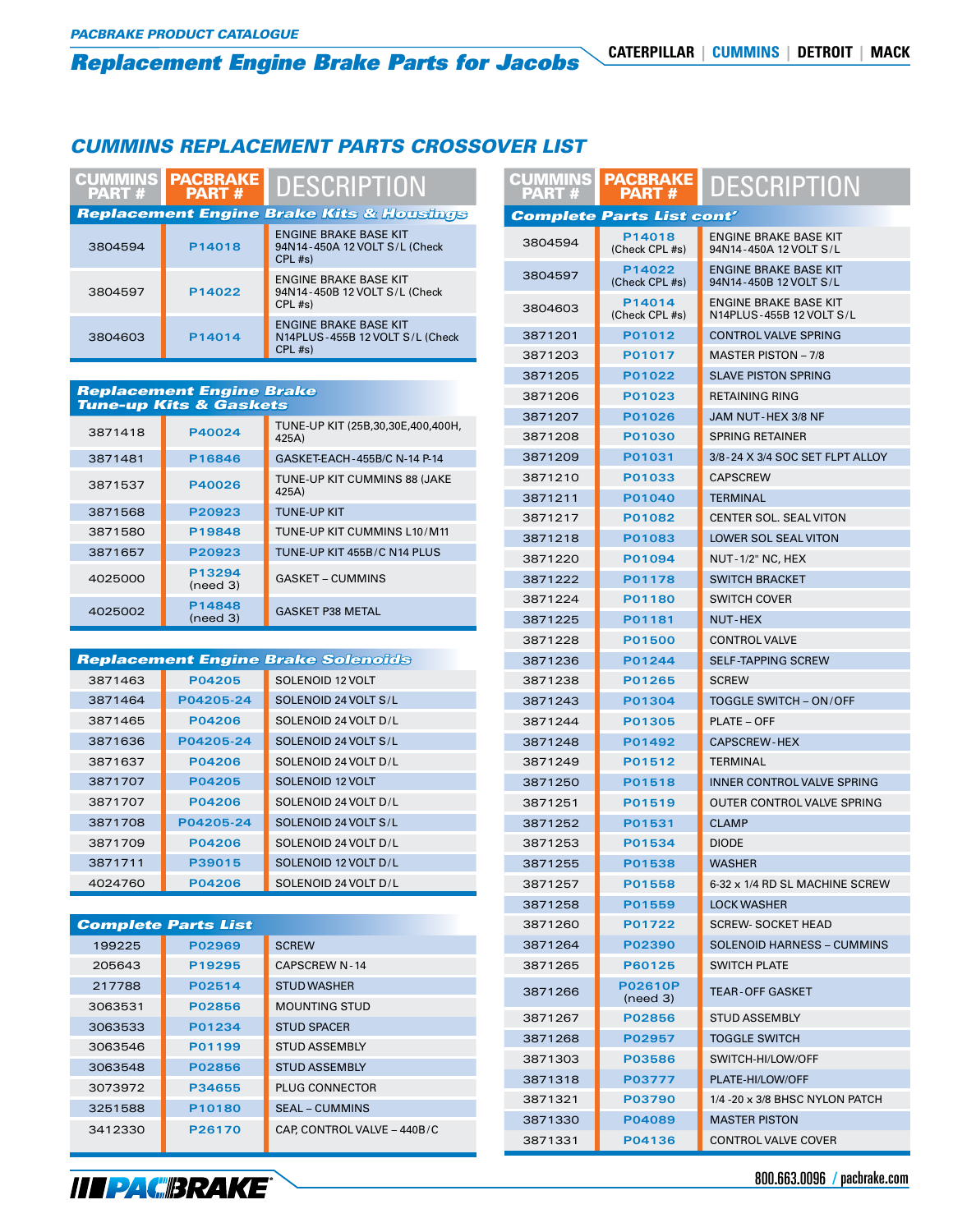PACBRAKE PRODUCT CATALOGUE

# Replacement Engine Brake Parts for Jacobs

CATERPILLAR | CUMMINS | DETROIT | MACK

## CUMMINS REPLACEMENT PARTS CROSSOVER LIST

### Replacement Engine Brake Kits & Housings

| CUMMINS PART # | PACBRAKE PART # | DESCRIPTION |
|---|---|---|
| 3804594 | P14018 | ENGINE BRAKE BASE KIT 94N14-450A 12 VOLT S/L (Check CPL #s) |
| 3804597 | P14022 | ENGINE BRAKE BASE KIT 94N14-450B 12 VOLT S/L (Check CPL #s) |
| 3804603 | P14014 | ENGINE BRAKE BASE KIT N14PLUS-455B 12 VOLT S/L (Check CPL #s) |

### Replacement Engine Brake Tune-up Kits & Gaskets

| CUMMINS PART # | PACBRAKE PART # | DESCRIPTION |
|---|---|---|
| 3871418 | P40024 | TUNE-UP KIT (25B,30,30E,400,400H, 425A) |
| 3871481 | P16846 | GASKET-EACH-455B/C N-14 P-14 |
| 3871537 | P40026 | TUNE-UP KIT CUMMINS 88 (JAKE 425A) |
| 3871568 | P20923 | TUNE-UP KIT |
| 3871580 | P19848 | TUNE-UP KIT CUMMINS L10/M11 |
| 3871657 | P20923 | TUNE-UP KIT 455B/C N14 PLUS |
| 4025000 | P13294 (need 3) | GASKET – CUMMINS |
| 4025002 | P14848 (need 3) | GASKET P38 METAL |

### Replacement Engine Brake Solenoids

| CUMMINS PART # | PACBRAKE PART # | DESCRIPTION |
|---|---|---|
| 3871463 | P04205 | SOLENOID 12 VOLT |
| 3871464 | P04205-24 | SOLENOID 24 VOLT S/L |
| 3871465 | P04206 | SOLENOID 24 VOLT D/L |
| 3871636 | P04205-24 | SOLENOID 24 VOLT S/L |
| 3871637 | P04206 | SOLENOID 24 VOLT D/L |
| 3871707 | P04205 | SOLENOID 12 VOLT |
| 3871707 | P04206 | SOLENOID 24 VOLT D/L |
| 3871708 | P04205-24 | SOLENOID 24 VOLT S/L |
| 3871709 | P04206 | SOLENOID 24 VOLT D/L |
| 3871711 | P39015 | SOLENOID 12 VOLT D/L |
| 4024760 | P04206 | SOLENOID 24 VOLT D/L |

### Complete Parts List

| CUMMINS PART # | PACBRAKE PART # | DESCRIPTION |
|---|---|---|
| 199225 | P02969 | SCREW |
| 205643 | P19295 | CAPSCREW N-14 |
| 217788 | P02514 | STUD WASHER |
| 3063531 | P02856 | MOUNTING STUD |
| 3063533 | P01234 | STUD SPACER |
| 3063546 | P01199 | STUD ASSEMBLY |
| 3063548 | P02856 | STUD ASSEMBLY |
| 3073972 | P34655 | PLUG CONNECTOR |
| 3251588 | P10180 | SEAL – CUMMINS |
| 3412330 | P26170 | CAP, CONTROL VALVE – 440B/C |

### Complete Parts List cont'

| CUMMINS PART # | PACBRAKE PART # | DESCRIPTION |
|---|---|---|
| 3804594 | P14018 (Check CPL #s) | ENGINE BRAKE BASE KIT 94N14-450A 12 VOLT S/L |
| 3804597 | P14022 (Check CPL #s) | ENGINE BRAKE BASE KIT 94N14-450B 12 VOLT S/L |
| 3804603 | P14014 (Check CPL #s) | ENGINE BRAKE BASE KIT N14PLUS-455B 12 VOLT S/L |
| 3871201 | P01012 | CONTROL VALVE SPRING |
| 3871203 | P01017 | MASTER PISTON – 7/8 |
| 3871205 | P01022 | SLAVE PISTON SPRING |
| 3871206 | P01023 | RETAINING RING |
| 3871207 | P01026 | JAM NUT-HEX 3/8 NF |
| 3871208 | P01030 | SPRING RETAINER |
| 3871209 | P01031 | 3/8-24 X 3/4 SOC SET FLPT ALLOY |
| 3871210 | P01033 | CAPSCREW |
| 3871211 | P01040 | TERMINAL |
| 3871217 | P01082 | CENTER SOL. SEAL VITON |
| 3871218 | P01083 | LOWER SOL SEAL VITON |
| 3871220 | P01094 | NUT-1/2" NC, HEX |
| 3871222 | P01178 | SWITCH BRACKET |
| 3871224 | P01180 | SWITCH COVER |
| 3871225 | P01181 | NUT-HEX |
| 3871228 | P01500 | CONTROL VALVE |
| 3871236 | P01244 | SELF-TAPPING SCREW |
| 3871238 | P01265 | SCREW |
| 3871243 | P01304 | TOGGLE SWITCH – ON/OFF |
| 3871244 | P01305 | PLATE – OFF |
| 3871248 | P01492 | CAPSCREW-HEX |
| 3871249 | P01512 | TERMINAL |
| 3871250 | P01518 | INNER CONTROL VALVE SPRING |
| 3871251 | P01519 | OUTER CONTROL VALVE SPRING |
| 3871252 | P01531 | CLAMP |
| 3871253 | P01534 | DIODE |
| 3871255 | P01538 | WASHER |
| 3871257 | P01558 | 6-32 x 1/4 RD SL MACHINE SCREW |
| 3871258 | P01559 | LOCK WASHER |
| 3871260 | P01722 | SCREW- SOCKET HEAD |
| 3871264 | P02390 | SOLENOID HARNESS – CUMMINS |
| 3871265 | P60125 | SWITCH PLATE |
| 3871266 | P02610P (need 3) | TEAR-OFF GASKET |
| 3871267 | P02856 | STUD ASSEMBLY |
| 3871268 | P02957 | TOGGLE SWITCH |
| 3871303 | P03586 | SWITCH-HI/LOW/OFF |
| 3871318 | P03777 | PLATE-HI/LOW/OFF |
| 3871321 | P03790 | 1/4-20 x 3/8 BHSC NYLON PATCH |
| 3871330 | P04089 | MASTER PISTON |
| 3871331 | P04136 | CONTROL VALVE COVER |

PACBRAKE

800.663.0096 / pacbrake.com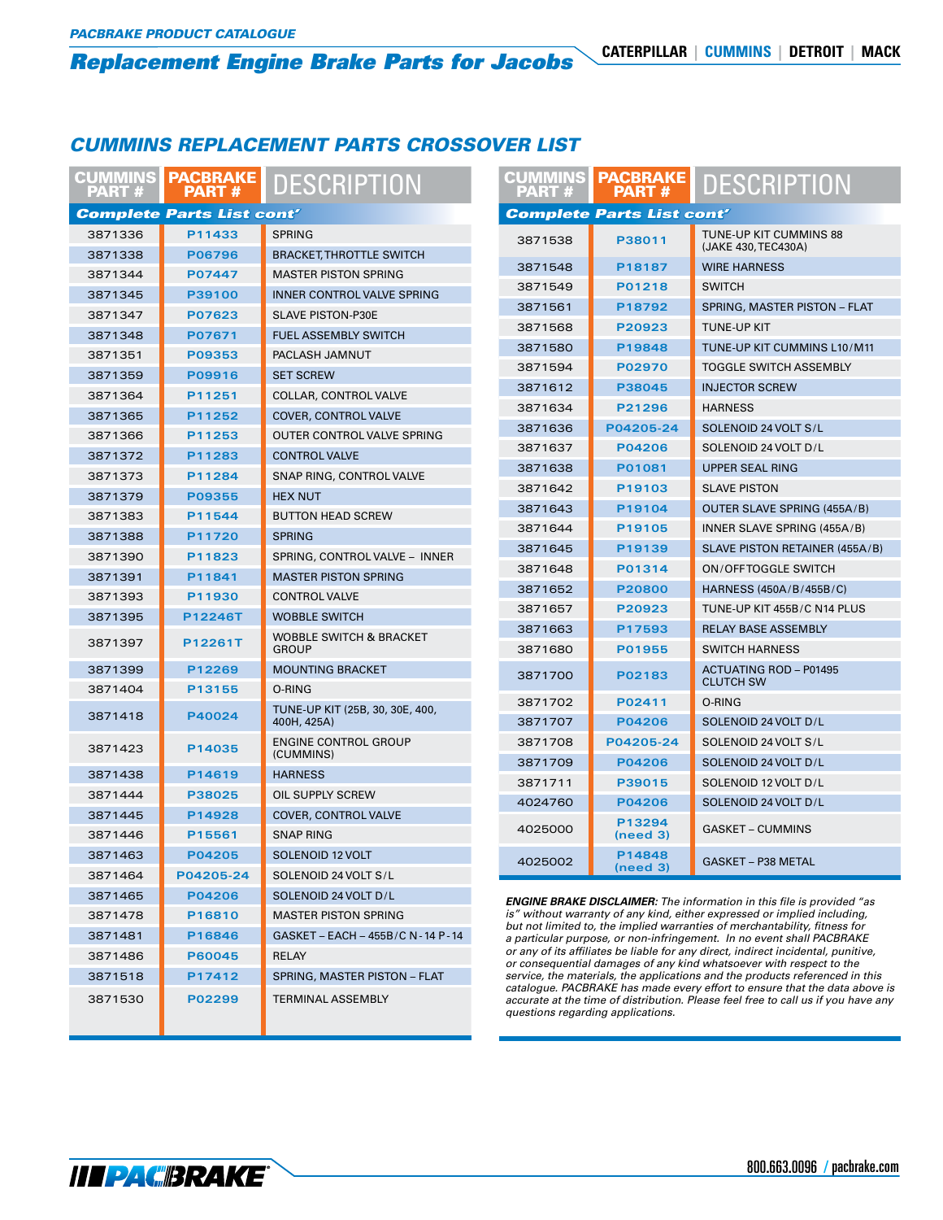PACBRAKE PRODUCT CATALOGUE

## Replacement Engine Brake Parts for Jacobs

CATERPILLAR | CUMMINS | DETROIT | MACK

## CUMMINS REPLACEMENT PARTS CROSSOVER LIST

| CUMMINS PART # | PACBRAKE PART # | DESCRIPTION |
|---|---|---|
| **Complete Parts List cont'** | | |
| 3871336 | P11433 | SPRING |
| 3871338 | P06796 | BRACKET, THROTTLE SWITCH |
| 3871344 | P07447 | MASTER PISTON SPRING |
| 3871345 | P39100 | INNER CONTROL VALVE SPRING |
| 3871347 | P07623 | SLAVE PISTON-P30E |
| 3871348 | P07671 | FUEL ASSEMBLY SWITCH |
| 3871351 | P09353 | PACLASH JAMNUT |
| 3871359 | P09916 | SET SCREW |
| 3871364 | P11251 | COLLAR, CONTROL VALVE |
| 3871365 | P11252 | COVER, CONTROL VALVE |
| 3871366 | P11253 | OUTER CONTROL VALVE SPRING |
| 3871372 | P11283 | CONTROL VALVE |
| 3871373 | P11284 | SNAP RING, CONTROL VALVE |
| 3871379 | P09355 | HEX NUT |
| 3871383 | P11544 | BUTTON HEAD SCREW |
| 3871388 | P11720 | SPRING |
| 3871390 | P11823 | SPRING, CONTROL VALVE – INNER |
| 3871391 | P11841 | MASTER PISTON SPRING |
| 3871393 | P11930 | CONTROL VALVE |
| 3871395 | P12246T | WOBBLE SWITCH |
| 3871397 | P12261T | WOBBLE SWITCH & BRACKET GROUP |
| 3871399 | P12269 | MOUNTING BRACKET |
| 3871404 | P13155 | O-RING |
| 3871418 | P40024 | TUNE-UP KIT (25B, 30, 30E, 400, 400H, 425A) |
| 3871423 | P14035 | ENGINE CONTROL GROUP (CUMMINS) |
| 3871438 | P14619 | HARNESS |
| 3871444 | P38025 | OIL SUPPLY SCREW |
| 3871445 | P14928 | COVER, CONTROL VALVE |
| 3871446 | P15561 | SNAP RING |
| 3871463 | P04205 | SOLENOID 12 VOLT |
| 3871464 | P04205-24 | SOLENOID 24 VOLT S/L |
| 3871465 | P04206 | SOLENOID 24 VOLT D/L |
| 3871478 | P16810 | MASTER PISTON SPRING |
| 3871481 | P16846 | GASKET – EACH – 455B/C N-14 P-14 |
| 3871486 | P60045 | RELAY |
| 3871518 | P17412 | SPRING, MASTER PISTON – FLAT |
| 3871530 | P02299 | TERMINAL ASSEMBLY |

| CUMMINS PART # | PACBRAKE PART # | DESCRIPTION |
|---|---|---|
| **Complete Parts List cont'** | | |
| 3871538 | P38011 | TUNE-UP KIT CUMMINS 88 (JAKE 430, TEC430A) |
| 3871548 | P18187 | WIRE HARNESS |
| 3871549 | P01218 | SWITCH |
| 3871561 | P18792 | SPRING, MASTER PISTON – FLAT |
| 3871568 | P20923 | TUNE-UP KIT |
| 3871580 | P19848 | TUNE-UP KIT CUMMINS L10/M11 |
| 3871594 | P02970 | TOGGLE SWITCH ASSEMBLY |
| 3871612 | P38045 | INJECTOR SCREW |
| 3871634 | P21296 | HARNESS |
| 3871636 | P04205-24 | SOLENOID 24 VOLT S/L |
| 3871637 | P04206 | SOLENOID 24 VOLT D/L |
| 3871638 | P01081 | UPPER SEAL RING |
| 3871642 | P19103 | SLAVE PISTON |
| 3871643 | P19104 | OUTER SLAVE SPRING (455A/B) |
| 3871644 | P19105 | INNER SLAVE SPRING (455A/B) |
| 3871645 | P19139 | SLAVE PISTON RETAINER (455A/B) |
| 3871648 | P01314 | ON/OFF TOGGLE SWITCH |
| 3871652 | P20800 | HARNESS (450A/B/455B/C) |
| 3871657 | P20923 | TUNE-UP KIT 455B/C N14 PLUS |
| 3871663 | P17593 | RELAY BASE ASSEMBLY |
| 3871680 | P01955 | SWITCH HARNESS |
| 3871700 | P02183 | ACTUATING ROD – P01495 CLUTCH SW |
| 3871702 | P02411 | O-RING |
| 3871707 | P04206 | SOLENOID 24 VOLT D/L |
| 3871708 | P04205-24 | SOLENOID 24 VOLT S/L |
| 3871709 | P04206 | SOLENOID 24 VOLT D/L |
| 3871711 | P39015 | SOLENOID 12 VOLT D/L |
| 4024760 | P04206 | SOLENOID 24 VOLT D/L |
| 4025000 | P13294 (need 3) | GASKET – CUMMINS |
| 4025002 | P14848 (need 3) | GASKET – P38 METAL |

***ENGINE BRAKE DISCLAIMER:*** *The information in this file is provided "as is" without warranty of any kind, either expressed or implied including, but not limited to, the implied warranties of merchantability, fitness for a particular purpose, or non-infringement. In no event shall PACBRAKE or any of its affiliates be liable for any direct, indirect incidental, punitive, or consequential damages of any kind whatsoever with respect to the service, the materials, the applications and the products referenced in this catalogue. PACBRAKE has made every effort to ensure that the data above is accurate at the time of distribution. Please feel free to call us if you have any questions regarding applications.*

PACBRAKE

800.663.0096 / pacbrake.com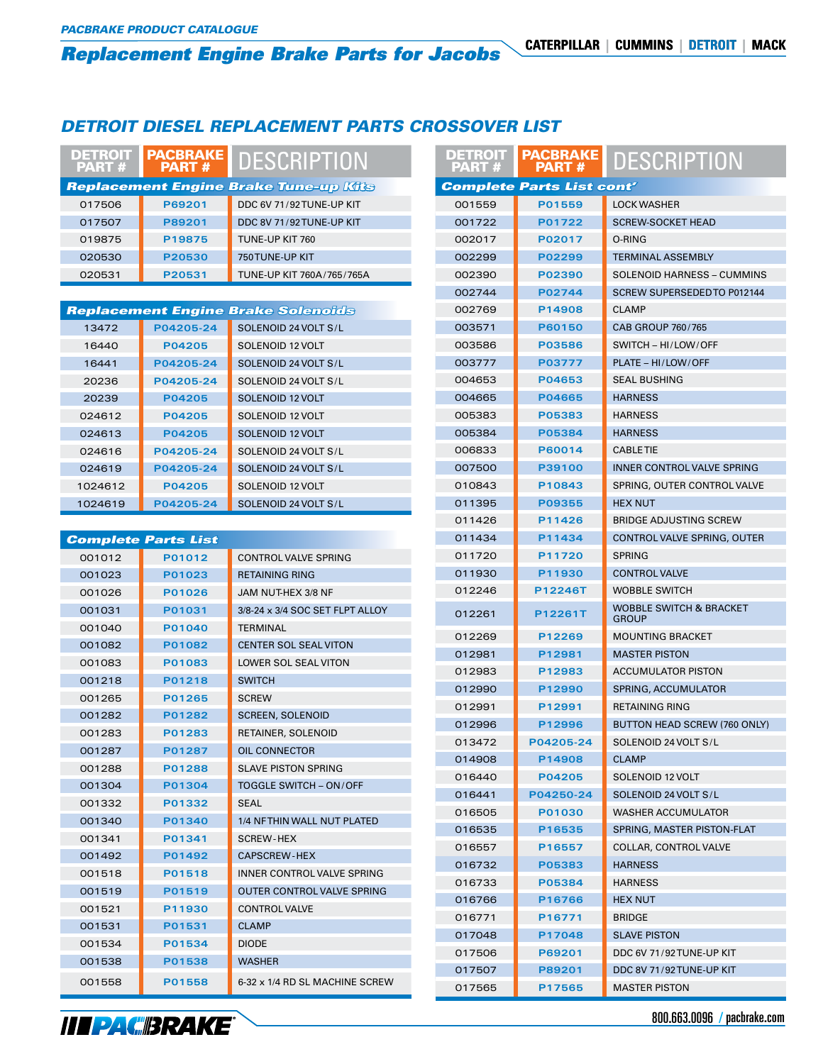# PACBRAKE PRODUCT CATALOGUE

## Replacement Engine Brake Parts for Jacobs

CATERPILLAR | CUMMINS | DETROIT | MACK

## DETROIT DIESEL REPLACEMENT PARTS CROSSOVER LIST

| DETROIT PART # | PACBRAKE PART # | DESCRIPTION |
|---|---|---|
| **Replacement Engine Brake Tune-up Kits** | | |
| 017506 | P69201 | DDC 6V 71/92 TUNE-UP KIT |
| 017507 | P89201 | DDC 8V 71/92 TUNE-UP KIT |
| 019875 | P19875 | TUNE-UP KIT 760 |
| 020530 | P20530 | 750 TUNE-UP KIT |
| 020531 | P20531 | TUNE-UP KIT 760A/765/765A |

| DETROIT PART # | PACBRAKE PART # | DESCRIPTION |
|---|---|---|
| **Replacement Engine Brake Solenoids** | | |
| 13472 | P04205-24 | SOLENOID 24 VOLT S/L |
| 16440 | P04205 | SOLENOID 12 VOLT |
| 16441 | P04205-24 | SOLENOID 24 VOLT S/L |
| 20236 | P04205-24 | SOLENOID 24 VOLT S/L |
| 20239 | P04205 | SOLENOID 12 VOLT |
| 024612 | P04205 | SOLENOID 12 VOLT |
| 024613 | P04205 | SOLENOID 12 VOLT |
| 024616 | P04205-24 | SOLENOID 24 VOLT S/L |
| 024619 | P04205-24 | SOLENOID 24 VOLT S/L |
| 1024612 | P04205 | SOLENOID 12 VOLT |
| 1024619 | P04205-24 | SOLENOID 24 VOLT S/L |

| DETROIT PART # | PACBRAKE PART # | DESCRIPTION |
|---|---|---|
| **Complete Parts List** | | |
| 001012 | P01012 | CONTROL VALVE SPRING |
| 001023 | P01023 | RETAINING RING |
| 001026 | P01026 | JAM NUT-HEX 3/8 NF |
| 001031 | P01031 | 3/8-24 x 3/4 SOC SET FLPT ALLOY |
| 001040 | P01040 | TERMINAL |
| 001082 | P01082 | CENTER SOL SEAL VITON |
| 001083 | P01083 | LOWER SOL SEAL VITON |
| 001218 | P01218 | SWITCH |
| 001265 | P01265 | SCREW |
| 001282 | P01282 | SCREEN, SOLENOID |
| 001283 | P01283 | RETAINER, SOLENOID |
| 001287 | P01287 | OIL CONNECTOR |
| 001288 | P01288 | SLAVE PISTON SPRING |
| 001304 | P01304 | TOGGLE SWITCH – ON/OFF |
| 001332 | P01332 | SEAL |
| 001340 | P01340 | 1/4 NF THIN WALL NUT PLATED |
| 001341 | P01341 | SCREW-HEX |
| 001492 | P01492 | CAPSCREW-HEX |
| 001518 | P01518 | INNER CONTROL VALVE SPRING |
| 001519 | P01519 | OUTER CONTROL VALVE SPRING |
| 001521 | P11930 | CONTROL VALVE |
| 001531 | P01531 | CLAMP |
| 001534 | P01534 | DIODE |
| 001538 | P01538 | WASHER |
| 001558 | P01558 | 6-32 x 1/4 RD SL MACHINE SCREW |
| **Complete Parts List cont'** | | |
| 001559 | P01559 | LOCK WASHER |
| 001722 | P01722 | SCREW-SOCKET HEAD |
| 002017 | P02017 | O-RING |
| 002299 | P02299 | TERMINAL ASSEMBLY |
| 002390 | P02390 | SOLENOID HARNESS – CUMMINS |
| 002744 | P02744 | SCREW SUPERSEDED TO P012144 |
| 002769 | P14908 | CLAMP |
| 003571 | P60150 | CAB GROUP 760/765 |
| 003586 | P03586 | SWITCH – HI/LOW/OFF |
| 003777 | P03777 | PLATE – HI/LOW/OFF |
| 004653 | P04653 | SEAL BUSHING |
| 004665 | P04665 | HARNESS |
| 005383 | P05383 | HARNESS |
| 005384 | P05384 | HARNESS |
| 006833 | P60014 | CABLE TIE |
| 007500 | P39100 | INNER CONTROL VALVE SPRING |
| 010843 | P10843 | SPRING, OUTER CONTROL VALVE |
| 011395 | P09355 | HEX NUT |
| 011426 | P11426 | BRIDGE ADJUSTING SCREW |
| 011434 | P11434 | CONTROL VALVE SPRING, OUTER |
| 011720 | P11720 | SPRING |
| 011930 | P11930 | CONTROL VALVE |
| 012246 | P12246T | WOBBLE SWITCH |
| 012261 | P12261T | WOBBLE SWITCH & BRACKET GROUP |
| 012269 | P12269 | MOUNTING BRACKET |
| 012981 | P12981 | MASTER PISTON |
| 012983 | P12983 | ACCUMULATOR PISTON |
| 012990 | P12990 | SPRING, ACCUMULATOR |
| 012991 | P12991 | RETAINING RING |
| 012996 | P12996 | BUTTON HEAD SCREW (760 ONLY) |
| 013472 | P04205-24 | SOLENOID 24 VOLT S/L |
| 014908 | P14908 | CLAMP |
| 016440 | P04205 | SOLENOID 12 VOLT |
| 016441 | P04250-24 | SOLENOID 24 VOLT S/L |
| 016505 | P01030 | WASHER ACCUMULATOR |
| 016535 | P16535 | SPRING, MASTER PISTON-FLAT |
| 016557 | P16557 | COLLAR, CONTROL VALVE |
| 016732 | P05383 | HARNESS |
| 016733 | P05384 | HARNESS |
| 016766 | P16766 | HEX NUT |
| 016771 | P16771 | BRIDGE |
| 017048 | P17048 | SLAVE PISTON |
| 017506 | P69201 | DDC 6V 71/92 TUNE-UP KIT |
| 017507 | P89201 | DDC 8V 71/92 TUNE-UP KIT |
| 017565 | P17565 | MASTER PISTON |

PACBRAKE — 800.663.0096 / pacbrake.com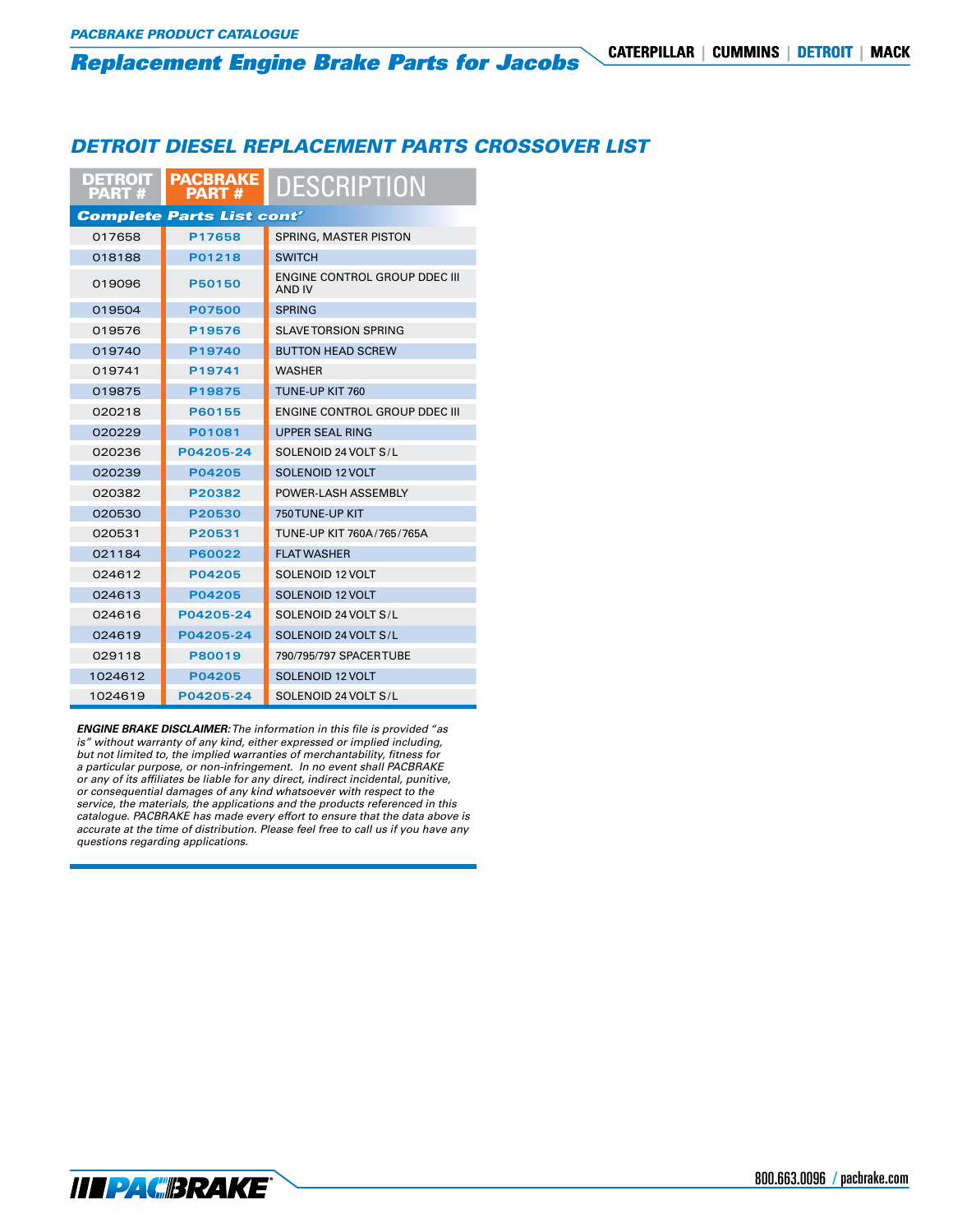## DETROIT DIESEL REPLACEMENT PARTS CROSSOVER LIST

| DETROIT PART # | PACBRAKE PART # | DESCRIPTION |
|---|---|---|
| ***Complete Parts List cont'*** | | |
| 017658 | P17658 | SPRING, MASTER PISTON |
| 018188 | P01218 | SWITCH |
| 019096 | P50150 | ENGINE CONTROL GROUP DDEC III AND IV |
| 019504 | P07500 | SPRING |
| 019576 | P19576 | SLAVE TORSION SPRING |
| 019740 | P19740 | BUTTON HEAD SCREW |
| 019741 | P19741 | WASHER |
| 019875 | P19875 | TUNE-UP KIT 760 |
| 020218 | P60155 | ENGINE CONTROL GROUP DDEC III |
| 020229 | P01081 | UPPER SEAL RING |
| 020236 | P04205-24 | SOLENOID 24 VOLT S/L |
| 020239 | P04205 | SOLENOID 12 VOLT |
| 020382 | P20382 | POWER-LASH ASSEMBLY |
| 020530 | P20530 | 750 TUNE-UP KIT |
| 020531 | P20531 | TUNE-UP KIT 760A/765/765A |
| 021184 | P60022 | FLAT WASHER |
| 024612 | P04205 | SOLENOID 12 VOLT |
| 024613 | P04205 | SOLENOID 12 VOLT |
| 024616 | P04205-24 | SOLENOID 24 VOLT S/L |
| 024619 | P04205-24 | SOLENOID 24 VOLT S/L |
| 029118 | P80019 | 790/795/797 SPACER TUBE |
| 1024612 | P04205 | SOLENOID 12 VOLT |
| 1024619 | P04205-24 | SOLENOID 24 VOLT S/L |

***ENGINE BRAKE DISCLAIMER:*** *The information in this file is provided "as is" without warranty of any kind, either expressed or implied including, but not limited to, the implied warranties of merchantability, fitness for a particular purpose, or non-infringement. In no event shall PACBRAKE or any of its affiliates be liable for any direct, indirect incidental, punitive, or consequential damages of any kind whatsoever with respect to the service, the materials, the applications and the products referenced in this catalogue. PACBRAKE has made every effort to ensure that the data above is accurate at the time of distribution. Please feel free to call us if you have any questions regarding applications.*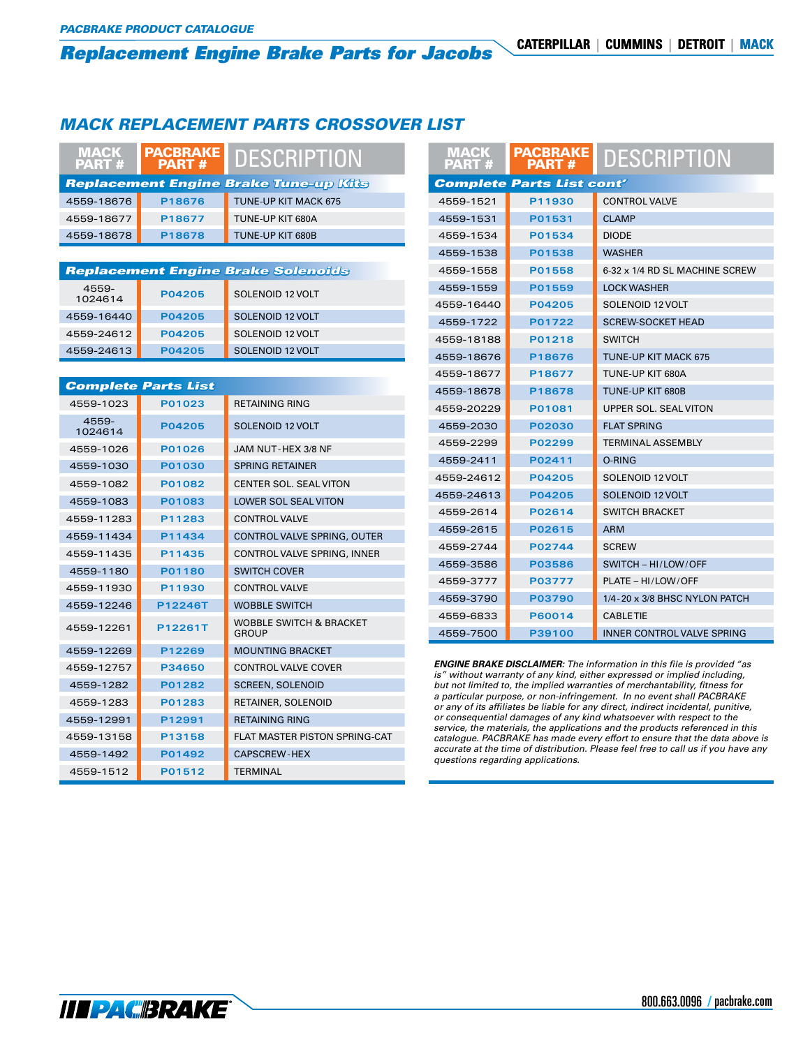## MACK REPLACEMENT PARTS CROSSOVER LIST

| MACK PART # | PACBRAKE PART # | DESCRIPTION |
|---|---|---|
| **Replacement Engine Brake Tune-up Kits** | | |
| 4559-18676 | P18676 | TUNE-UP KIT MACK 675 |
| 4559-18677 | P18677 | TUNE-UP KIT 680A |
| 4559-18678 | P18678 | TUNE-UP KIT 680B |

| MACK PART # | PACBRAKE PART # | DESCRIPTION |
|---|---|---|
| **Replacement Engine Brake Solenoids** | | |
| 4559-1024614 | P04205 | SOLENOID 12 VOLT |
| 4559-16440 | P04205 | SOLENOID 12 VOLT |
| 4559-24612 | P04205 | SOLENOID 12 VOLT |
| 4559-24613 | P04205 | SOLENOID 12 VOLT |

| MACK PART # | PACBRAKE PART # | DESCRIPTION |
|---|---|---|
| **Complete Parts List** | | |
| 4559-1023 | P01023 | RETAINING RING |
| 4559-1024614 | P04205 | SOLENOID 12 VOLT |
| 4559-1026 | P01026 | JAM NUT-HEX 3/8 NF |
| 4559-1030 | P01030 | SPRING RETAINER |
| 4559-1082 | P01082 | CENTER SOL. SEAL VITON |
| 4559-1083 | P01083 | LOWER SOL SEAL VITON |
| 4559-11283 | P11283 | CONTROL VALVE |
| 4559-11434 | P11434 | CONTROL VALVE SPRING, OUTER |
| 4559-11435 | P11435 | CONTROL VALVE SPRING, INNER |
| 4559-1180 | P01180 | SWITCH COVER |
| 4559-11930 | P11930 | CONTROL VALVE |
| 4559-12246 | P12246T | WOBBLE SWITCH |
| 4559-12261 | P12261T | WOBBLE SWITCH & BRACKET GROUP |
| 4559-12269 | P12269 | MOUNTING BRACKET |
| 4559-12757 | P34650 | CONTROL VALVE COVER |
| 4559-1282 | P01282 | SCREEN, SOLENOID |
| 4559-1283 | P01283 | RETAINER, SOLENOID |
| 4559-12991 | P12991 | RETAINING RING |
| 4559-13158 | P13158 | FLAT MASTER PISTON SPRING-CAT |
| 4559-1492 | P01492 | CAPSCREW-HEX |
| 4559-1512 | P01512 | TERMINAL |

| MACK PART # | PACBRAKE PART # | DESCRIPTION |
|---|---|---|
| **Complete Parts List cont'** | | |
| 4559-1521 | P11930 | CONTROL VALVE |
| 4559-1531 | P01531 | CLAMP |
| 4559-1534 | P01534 | DIODE |
| 4559-1538 | P01538 | WASHER |
| 4559-1558 | P01558 | 6-32 x 1/4 RD SL MACHINE SCREW |
| 4559-1559 | P01559 | LOCK WASHER |
| 4559-16440 | P04205 | SOLENOID 12 VOLT |
| 4559-1722 | P01722 | SCREW-SOCKET HEAD |
| 4559-18188 | P01218 | SWITCH |
| 4559-18676 | P18676 | TUNE-UP KIT MACK 675 |
| 4559-18677 | P18677 | TUNE-UP KIT 680A |
| 4559-18678 | P18678 | TUNE-UP KIT 680B |
| 4559-20229 | P01081 | UPPER SOL. SEAL VITON |
| 4559-2030 | P02030 | FLAT SPRING |
| 4559-2299 | P02299 | TERMINAL ASSEMBLY |
| 4559-2411 | P02411 | O-RING |
| 4559-24612 | P04205 | SOLENOID 12 VOLT |
| 4559-24613 | P04205 | SOLENOID 12 VOLT |
| 4559-2614 | P02614 | SWITCH BRACKET |
| 4559-2615 | P02615 | ARM |
| 4559-2744 | P02744 | SCREW |
| 4559-3586 | P03586 | SWITCH – HI/LOW/OFF |
| 4559-3777 | P03777 | PLATE – HI/LOW/OFF |
| 4559-3790 | P03790 | 1/4-20 x 3/8 BHSC NYLON PATCH |
| 4559-6833 | P60014 | CABLE TIE |
| 4559-7500 | P39100 | INNER CONTROL VALVE SPRING |

***ENGINE BRAKE DISCLAIMER:*** *The information in this file is provided "as is" without warranty of any kind, either expressed or implied including, but not limited to, the implied warranties of merchantability, fitness for a particular purpose, or non-infringement. In no event shall PACBRAKE or any of its affiliates be liable for any direct, indirect incidental, punitive, or consequential damages of any kind whatsoever with respect to the service, the materials, the applications and the products referenced in this catalogue. PACBRAKE has made every effort to ensure that the data above is accurate at the time of distribution. Please feel free to call us if you have any questions regarding applications.*